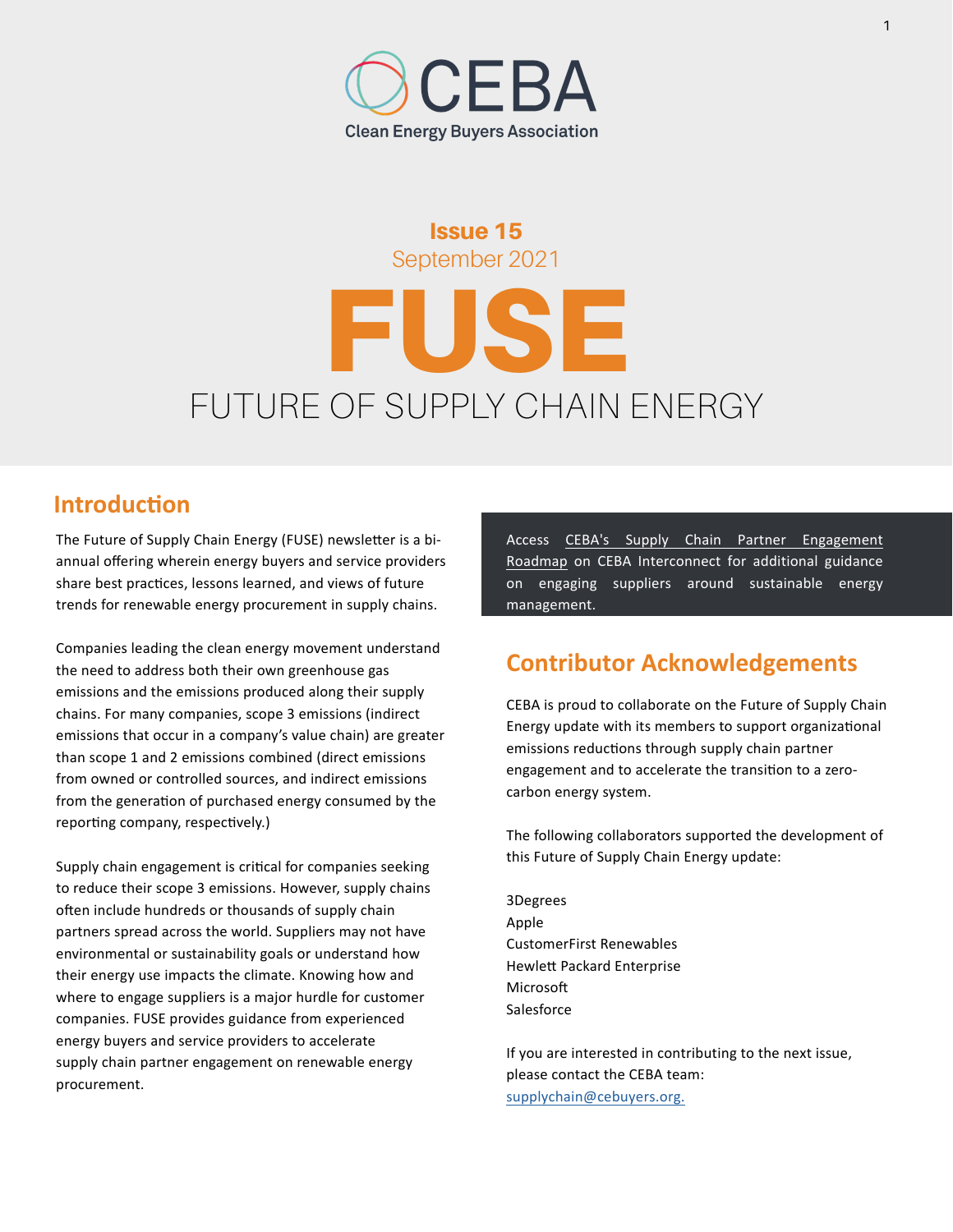# CEBA

Clean Energy Buyers Association

**Issue 15**

September 2021

# FUSE

FUTURE OF SUPPLY CHAIN ENERGY

## Introduction

The Future of Supply Chain Energy (FUSE) newsletter is a bi-annual offering wherein energy buyers and service providers share best practices, lessons learned, and views of future trends for renewable energy procurement in supply chains.

Companies leading the clean energy movement understand the need to address both their own greenhouse gas emissions and the emissions produced along their supply chains. For many companies, scope 3 emissions (indirect emissions that occur in a company's value chain) are greater than scope 1 and 2 emissions combined (direct emissions from owned or controlled sources, and indirect emissions from the generation of purchased energy consumed by the reporting company, respectively.)

Supply chain engagement is critical for companies seeking to reduce their scope 3 emissions. However, supply chains often include hundreds or thousands of supply chain partners spread across the world. Suppliers may not have environmental or sustainability goals or understand how their energy use impacts the climate. Knowing how and where to engage suppliers is a major hurdle for customer companies. FUSE provides guidance from experienced energy buyers and service providers to accelerate supply chain partner engagement on renewable energy procurement.

Access CEBA's Supply Chain Partner Engagement Roadmap on CEBA Interconnect for additional guidance on engaging suppliers around sustainable energy management.

## Contributor Acknowledgements

CEBA is proud to collaborate on the Future of Supply Chain Energy update with its members to support organizational emissions reductions through supply chain partner engagement and to accelerate the transition to a zero-carbon energy system.

The following collaborators supported the development of this Future of Supply Chain Energy update:

3Degrees
Apple
CustomerFirst Renewables
Hewlett Packard Enterprise
Microsoft
Salesforce

If you are interested in contributing to the next issue, please contact the CEBA team: supplychain@cebuyers.org.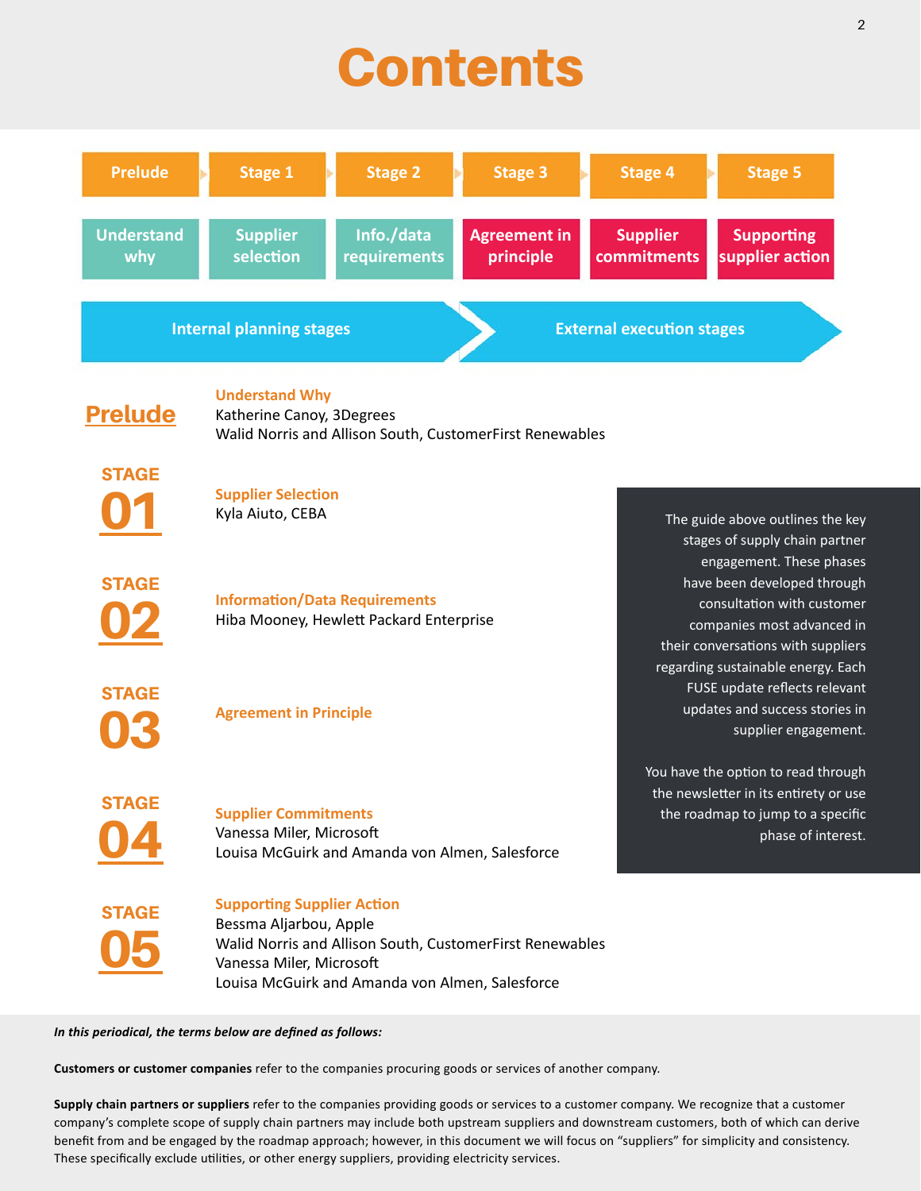# Contents

| Prelude | Stage 1 | Stage 2 | Stage 3 | Stage 4 | Stage 5 |
|---|---|---|---|---|---|
| Understand why | Supplier selection | Info./data requirements | Agreement in principle | Supplier commitments | Supporting supplier action |
| Internal planning stages | | | External execution stages | | |

## Prelude

**Understand Why**
Katherine Canoy, 3Degrees
Walid Norris and Allison South, CustomerFirst Renewables

## STAGE 01

**Supplier Selection**
Kyla Aiuto, CEBA

## STAGE 02

**Information/Data Requirements**
Hiba Mooney, Hewlett Packard Enterprise

## STAGE 03

**Agreement in Principle**

## STAGE 04

**Supplier Commitments**
Vanessa Miler, Microsoft
Louisa McGuirk and Amanda von Almen, Salesforce

## STAGE 05

**Supporting Supplier Action**
Bessma Aljarbou, Apple
Walid Norris and Allison South, CustomerFirst Renewables
Vanessa Miler, Microsoft
Louisa McGuirk and Amanda von Almen, Salesforce

The guide above outlines the key stages of supply chain partner engagement. These phases have been developed through consultation with customer companies most advanced in their conversations with suppliers regarding sustainable energy. Each FUSE update reflects relevant updates and success stories in supplier engagement.

You have the option to read through the newsletter in its entirety or use the roadmap to jump to a specific phase of interest.

***In this periodical, the terms below are defined as follows:***

**Customers or customer companies** refer to the companies procuring goods or services of another company.

**Supply chain partners or suppliers** refer to the companies providing goods or services to a customer company. We recognize that a customer company's complete scope of supply chain partners may include both upstream suppliers and downstream customers, both of which can derive benefit from and be engaged by the roadmap approach; however, in this document we will focus on "suppliers" for simplicity and consistency. These specifically exclude utilities, or other energy suppliers, providing electricity services.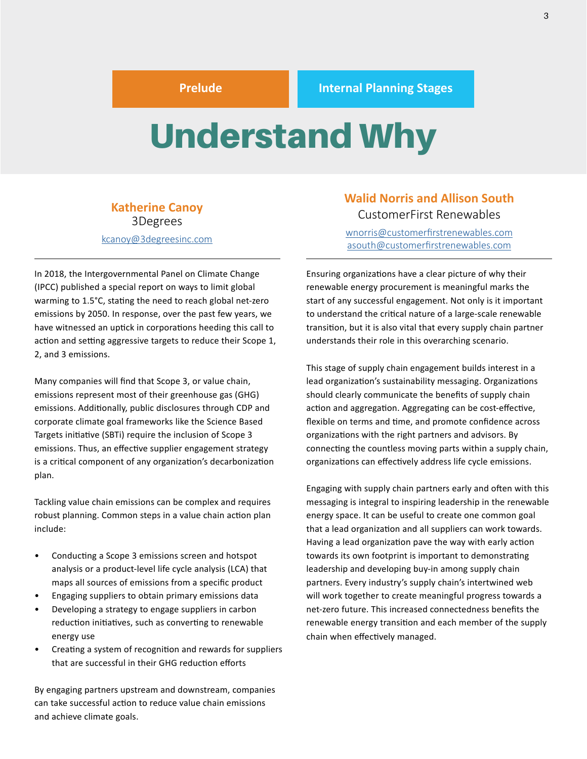Prelude | Internal Planning Stages

# Understand Why

## Katherine Canoy

3Degrees

kcanoy@3degreesinc.com

In 2018, the Intergovernmental Panel on Climate Change (IPCC) published a special report on ways to limit global warming to 1.5°C, stating the need to reach global net-zero emissions by 2050. In response, over the past few years, we have witnessed an uptick in corporations heeding this call to action and setting aggressive targets to reduce their Scope 1, 2, and 3 emissions.

Many companies will find that Scope 3, or value chain, emissions represent most of their greenhouse gas (GHG) emissions. Additionally, public disclosures through CDP and corporate climate goal frameworks like the Science Based Targets initiative (SBTi) require the inclusion of Scope 3 emissions. Thus, an effective supplier engagement strategy is a critical component of any organization's decarbonization plan.

Tackling value chain emissions can be complex and requires robust planning. Common steps in a value chain action plan include:

- Conducting a Scope 3 emissions screen and hotspot analysis or a product-level life cycle analysis (LCA) that maps all sources of emissions from a specific product
- Engaging suppliers to obtain primary emissions data
- Developing a strategy to engage suppliers in carbon reduction initiatives, such as converting to renewable energy use
- Creating a system of recognition and rewards for suppliers that are successful in their GHG reduction efforts

By engaging partners upstream and downstream, companies can take successful action to reduce value chain emissions and achieve climate goals.

## Walid Norris and Allison South

CustomerFirst Renewables

wnorris@customerfirstrenewables.com
asouth@customerfirstrenewables.com

Ensuring organizations have a clear picture of why their renewable energy procurement is meaningful marks the start of any successful engagement. Not only is it important to understand the critical nature of a large-scale renewable transition, but it is also vital that every supply chain partner understands their role in this overarching scenario.

This stage of supply chain engagement builds interest in a lead organization's sustainability messaging. Organizations should clearly communicate the benefits of supply chain action and aggregation. Aggregating can be cost-effective, flexible on terms and time, and promote confidence across organizations with the right partners and advisors. By connecting the countless moving parts within a supply chain, organizations can effectively address life cycle emissions.

Engaging with supply chain partners early and often with this messaging is integral to inspiring leadership in the renewable energy space. It can be useful to create one common goal that a lead organization and all suppliers can work towards. Having a lead organization pave the way with early action towards its own footprint is important to demonstrating leadership and developing buy-in among supply chain partners. Every industry's supply chain's intertwined web will work together to create meaningful progress towards a net-zero future. This increased connectedness benefits the renewable energy transition and each member of the supply chain when effectively managed.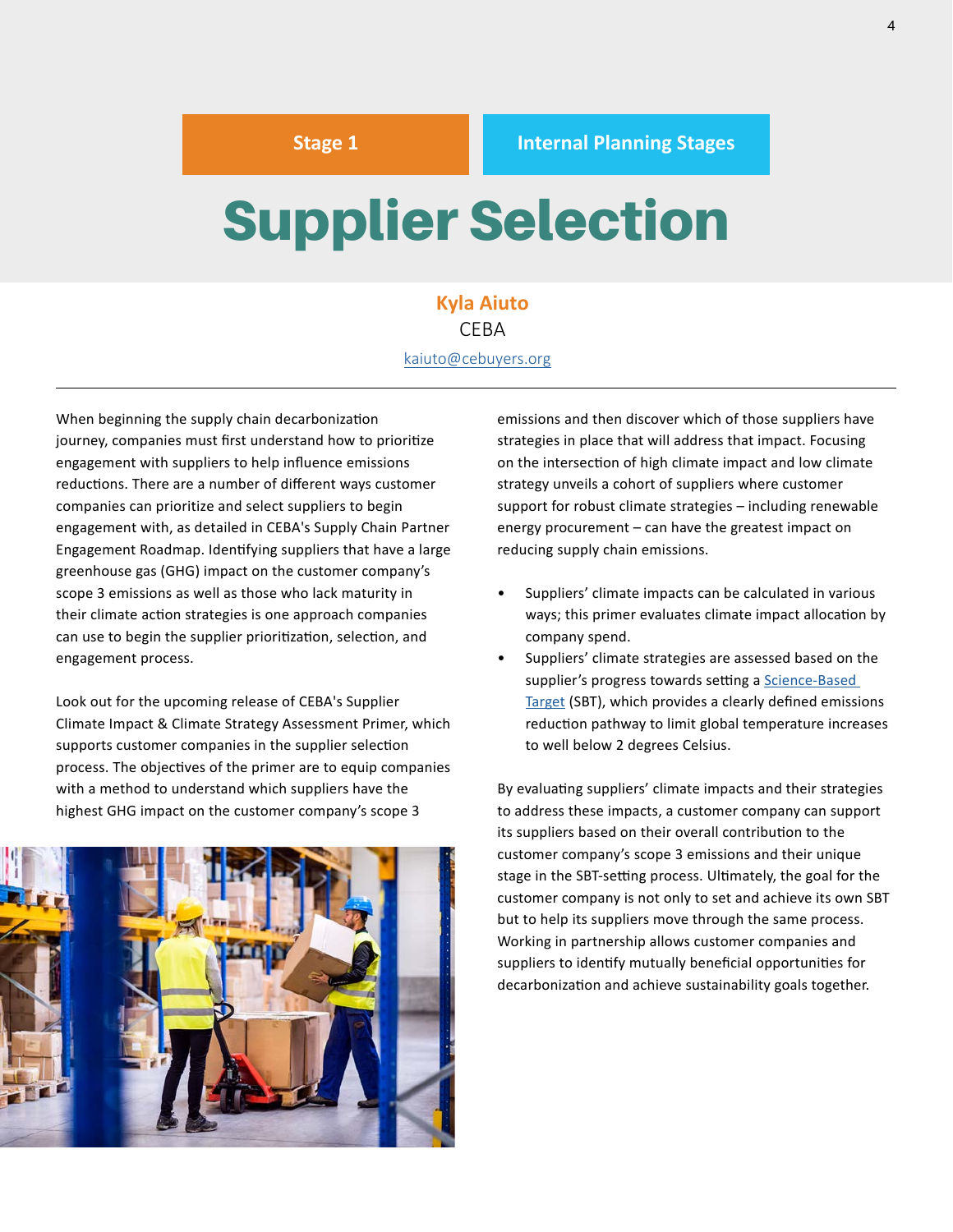Stage 1 | Internal Planning Stages

# Supplier Selection

**Kyla Aiuto**
CEBA
[kaiuto@cebuyers.org](mailto:kaiuto@cebuyers.org)

---

When beginning the supply chain decarbonization journey, companies must first understand how to prioritize engagement with suppliers to help influence emissions reductions. There are a number of different ways customer companies can prioritize and select suppliers to begin engagement with, as detailed in CEBA's Supply Chain Partner Engagement Roadmap. Identifying suppliers that have a large greenhouse gas (GHG) impact on the customer company's scope 3 emissions as well as those who lack maturity in their climate action strategies is one approach companies can use to begin the supplier prioritization, selection, and engagement process.

Look out for the upcoming release of CEBA's Supplier Climate Impact & Climate Strategy Assessment Primer, which supports customer companies in the supplier selection process. The objectives of the primer are to equip companies with a method to understand which suppliers have the highest GHG impact on the customer company's scope 3 emissions and then discover which of those suppliers have strategies in place that will address that impact. Focusing on the intersection of high climate impact and low climate strategy unveils a cohort of suppliers where customer support for robust climate strategies – including renewable energy procurement – can have the greatest impact on reducing supply chain emissions.

- Suppliers' climate impacts can be calculated in various ways; this primer evaluates climate impact allocation by company spend.
- Suppliers' climate strategies are assessed based on the supplier's progress towards setting a Science-Based Target (SBT), which provides a clearly defined emissions reduction pathway to limit global temperature increases to well below 2 degrees Celsius.

By evaluating suppliers' climate impacts and their strategies to address these impacts, a customer company can support its suppliers based on their overall contribution to the customer company's scope 3 emissions and their unique stage in the SBT-setting process. Ultimately, the goal for the customer company is not only to set and achieve its own SBT but to help its suppliers move through the same process. Working in partnership allows customer companies and suppliers to identify mutually beneficial opportunities for decarbonization and achieve sustainability goals together.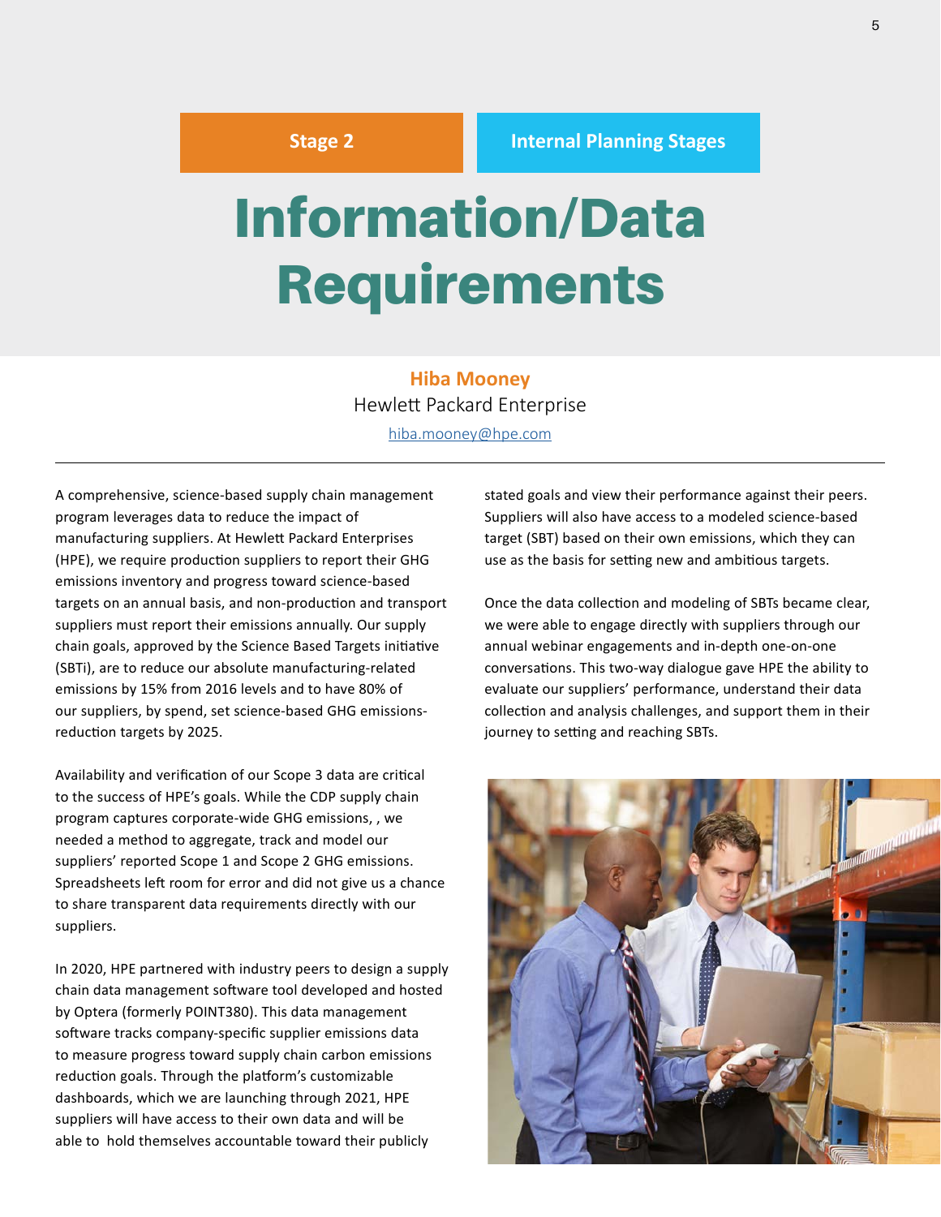Stage 2 | Internal Planning Stages

# Information/Data Requirements

**Hiba Mooney**
Hewlett Packard Enterprise
hiba.mooney@hpe.com

A comprehensive, science-based supply chain management program leverages data to reduce the impact of manufacturing suppliers. At Hewlett Packard Enterprises (HPE), we require production suppliers to report their GHG emissions inventory and progress toward science-based targets on an annual basis, and non-production and transport suppliers must report their emissions annually. Our supply chain goals, approved by the Science Based Targets initiative (SBTi), are to reduce our absolute manufacturing-related emissions by 15% from 2016 levels and to have 80% of our suppliers, by spend, set science-based GHG emissions-reduction targets by 2025.

Availability and verification of our Scope 3 data are critical to the success of HPE's goals. While the CDP supply chain program captures corporate-wide GHG emissions, , we needed a method to aggregate, track and model our suppliers' reported Scope 1 and Scope 2 GHG emissions. Spreadsheets left room for error and did not give us a chance to share transparent data requirements directly with our suppliers.

In 2020, HPE partnered with industry peers to design a supply chain data management software tool developed and hosted by Optera (formerly POINT380). This data management software tracks company-specific supplier emissions data to measure progress toward supply chain carbon emissions reduction goals. Through the platform's customizable dashboards, which we are launching through 2021, HPE suppliers will have access to their own data and will be able to hold themselves accountable toward their publicly stated goals and view their performance against their peers. Suppliers will also have access to a modeled science-based target (SBT) based on their own emissions, which they can use as the basis for setting new and ambitious targets.

Once the data collection and modeling of SBTs became clear, we were able to engage directly with suppliers through our annual webinar engagements and in-depth one-on-one conversations. This two-way dialogue gave HPE the ability to evaluate our suppliers' performance, understand their data collection and analysis challenges, and support them in their journey to setting and reaching SBTs.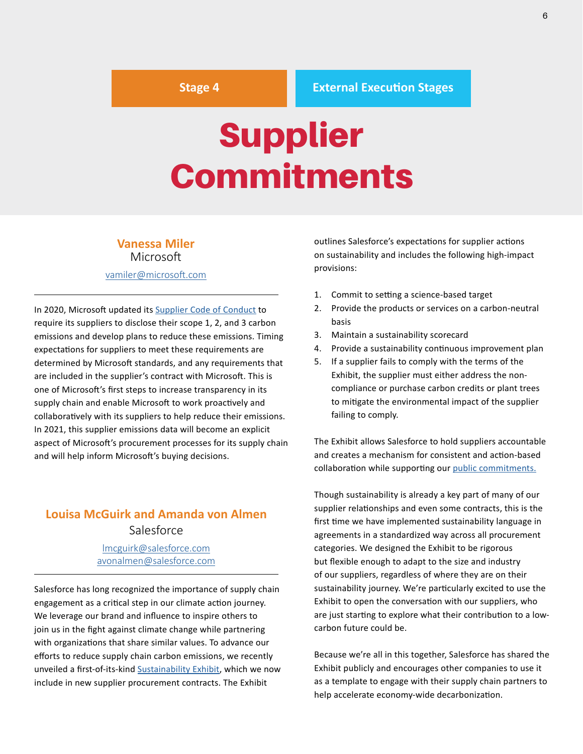Stage 4 | External Execution Stages

# Supplier Commitments

### Vanessa Miler

Microsoft

[vamiler@microsoft.com](mailto:vamiler@microsoft.com)

---

In 2020, Microsoft updated its [Supplier Code of Conduct]() to require its suppliers to disclose their scope 1, 2, and 3 carbon emissions and develop plans to reduce these emissions. Timing expectations for suppliers to meet these requirements are determined by Microsoft standards, and any requirements that are included in the supplier's contract with Microsoft. This is one of Microsoft's first steps to increase transparency in its supply chain and enable Microsoft to work proactively and collaboratively with its suppliers to help reduce their emissions. In 2021, this supplier emissions data will become an explicit aspect of Microsoft's procurement processes for its supply chain and will help inform Microsoft's buying decisions.

### Louisa McGuirk and Amanda von Almen

Salesforce

[lmcguirk@salesforce.com](mailto:lmcguirk@salesforce.com)
[avonalmen@salesforce.com](mailto:avonalmen@salesforce.com)

---

Salesforce has long recognized the importance of supply chain engagement as a critical step in our climate action journey. We leverage our brand and influence to inspire others to join us in the fight against climate change while partnering with organizations that share similar values. To advance our efforts to reduce supply chain carbon emissions, we recently unveiled a first-of-its-kind [Sustainability Exhibit](), which we now include in new supplier procurement contracts. The Exhibit outlines Salesforce's expectations for supplier actions on sustainability and includes the following high-impact provisions:

1. Commit to setting a science-based target
2. Provide the products or services on a carbon-neutral basis
3. Maintain a sustainability scorecard
4. Provide a sustainability continuous improvement plan
5. If a supplier fails to comply with the terms of the Exhibit, the supplier must either address the non-compliance or purchase carbon credits or plant trees to mitigate the environmental impact of the supplier failing to comply.

The Exhibit allows Salesforce to hold suppliers accountable and creates a mechanism for consistent and action-based collaboration while supporting our [public commitments.]()

Though sustainability is already a key part of many of our supplier relationships and even some contracts, this is the first time we have implemented sustainability language in agreements in a standardized way across all procurement categories. We designed the Exhibit to be rigorous but flexible enough to adapt to the size and industry of our suppliers, regardless of where they are on their sustainability journey. We're particularly excited to use the Exhibit to open the conversation with our suppliers, who are just starting to explore what their contribution to a low-carbon future could be.

Because we're all in this together, Salesforce has shared the Exhibit publicly and encourages other companies to use it as a template to engage with their supply chain partners to help accelerate economy-wide decarbonization.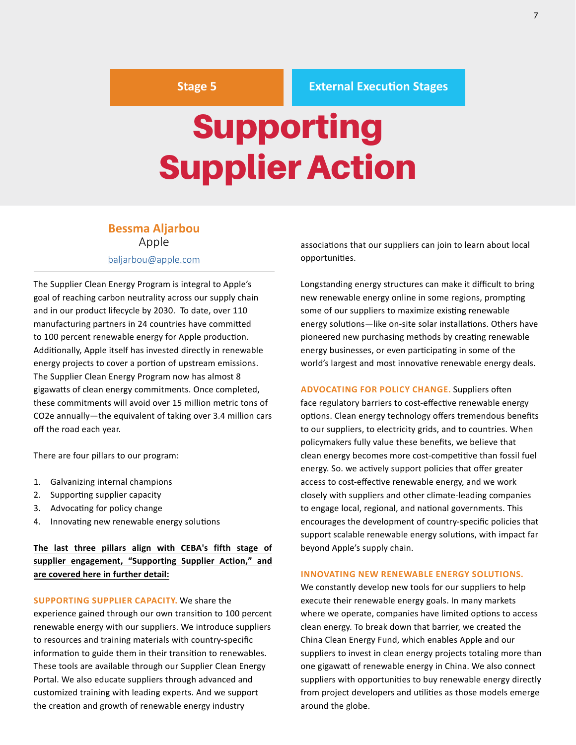Stage 5 | External Execution Stages

# Supporting Supplier Action

**Bessma Aljarbou**
Apple
baljarbou@apple.com

The Supplier Clean Energy Program is integral to Apple's goal of reaching carbon neutrality across our supply chain and in our product lifecycle by 2030. To date, over 110 manufacturing partners in 24 countries have committed to 100 percent renewable energy for Apple production. Additionally, Apple itself has invested directly in renewable energy projects to cover a portion of upstream emissions. The Supplier Clean Energy Program now has almost 8 gigawatts of clean energy commitments. Once completed, these commitments will avoid over 15 million metric tons of $CO_2e$ annually—the equivalent of taking over 3.4 million cars off the road each year.

There are four pillars to our program:

1. Galvanizing internal champions
2. Supporting supplier capacity
3. Advocating for policy change
4. Innovating new renewable energy solutions

**The last three pillars align with CEBA's fifth stage of supplier engagement, "Supporting Supplier Action," and are covered here in further detail:**

**SUPPORTING SUPPLIER CAPACITY.** We share the experience gained through our own transition to 100 percent renewable energy with our suppliers. We introduce suppliers to resources and training materials with country-specific information to guide them in their transition to renewables. These tools are available through our Supplier Clean Energy Portal. We also educate suppliers through advanced and customized training with leading experts. And we support the creation and growth of renewable energy industry associations that our suppliers can join to learn about local opportunities.

Longstanding energy structures can make it difficult to bring new renewable energy online in some regions, prompting some of our suppliers to maximize existing renewable energy solutions—like on-site solar installations. Others have pioneered new purchasing methods by creating renewable energy businesses, or even participating in some of the world's largest and most innovative renewable energy deals.

**ADVOCATING FOR POLICY CHANGE.** Suppliers often face regulatory barriers to cost-effective renewable energy options. Clean energy technology offers tremendous benefits to our suppliers, to electricity grids, and to countries. When policymakers fully value these benefits, we believe that clean energy becomes more cost-competitive than fossil fuel energy. So. we actively support policies that offer greater access to cost-effective renewable energy, and we work closely with suppliers and other climate-leading companies to engage local, regional, and national governments. This encourages the development of country-specific policies that support scalable renewable energy solutions, with impact far beyond Apple's supply chain.

**INNOVATING NEW RENEWABLE ENERGY SOLUTIONS.** We constantly develop new tools for our suppliers to help execute their renewable energy goals. In many markets where we operate, companies have limited options to access clean energy. To break down that barrier, we created the China Clean Energy Fund, which enables Apple and our suppliers to invest in clean energy projects totaling more than one gigawatt of renewable energy in China. We also connect suppliers with opportunities to buy renewable energy directly from project developers and utilities as those models emerge around the globe.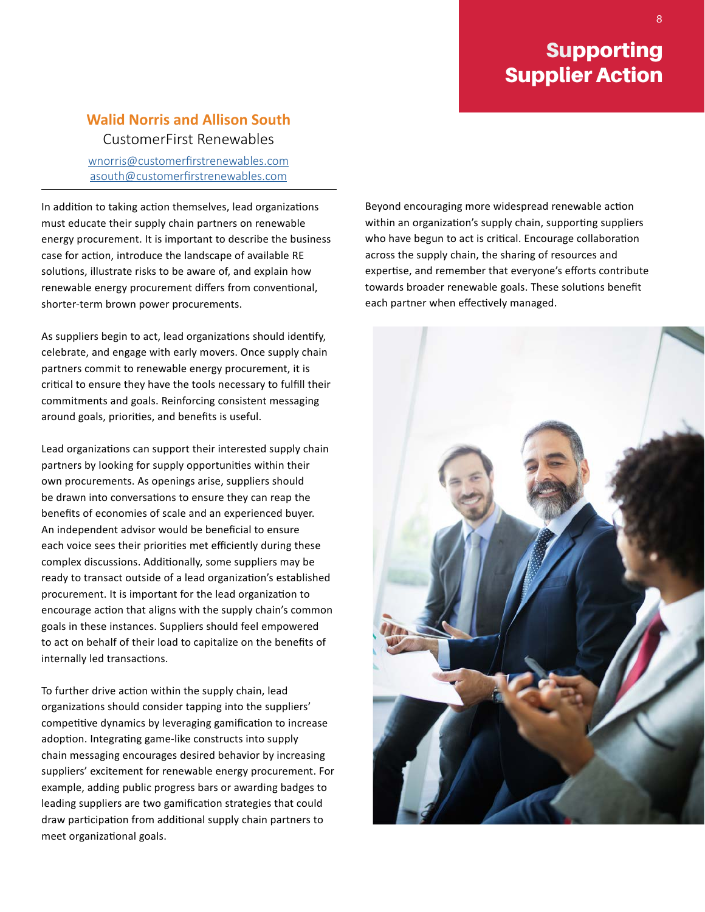# Supporting Supplier Action

**Walid Norris and Allison South**

CustomerFirst Renewables

wnorris@customerfirstrenewables.com
asouth@customerfirstrenewables.com

In addition to taking action themselves, lead organizations must educate their supply chain partners on renewable energy procurement. It is important to describe the business case for action, introduce the landscape of available RE solutions, illustrate risks to be aware of, and explain how renewable energy procurement differs from conventional, shorter-term brown power procurements.

As suppliers begin to act, lead organizations should identify, celebrate, and engage with early movers. Once supply chain partners commit to renewable energy procurement, it is critical to ensure they have the tools necessary to fulfill their commitments and goals. Reinforcing consistent messaging around goals, priorities, and benefits is useful.

Lead organizations can support their interested supply chain partners by looking for supply opportunities within their own procurements. As openings arise, suppliers should be drawn into conversations to ensure they can reap the benefits of economies of scale and an experienced buyer. An independent advisor would be beneficial to ensure each voice sees their priorities met efficiently during these complex discussions. Additionally, some suppliers may be ready to transact outside of a lead organization's established procurement. It is important for the lead organization to encourage action that aligns with the supply chain's common goals in these instances. Suppliers should feel empowered to act on behalf of their load to capitalize on the benefits of internally led transactions.

To further drive action within the supply chain, lead organizations should consider tapping into the suppliers' competitive dynamics by leveraging gamification to increase adoption. Integrating game-like constructs into supply chain messaging encourages desired behavior by increasing suppliers' excitement for renewable energy procurement. For example, adding public progress bars or awarding badges to leading suppliers are two gamification strategies that could draw participation from additional supply chain partners to meet organizational goals.

Beyond encouraging more widespread renewable action within an organization's supply chain, supporting suppliers who have begun to act is critical. Encourage collaboration across the supply chain, the sharing of resources and expertise, and remember that everyone's efforts contribute towards broader renewable goals. These solutions benefit each partner when effectively managed.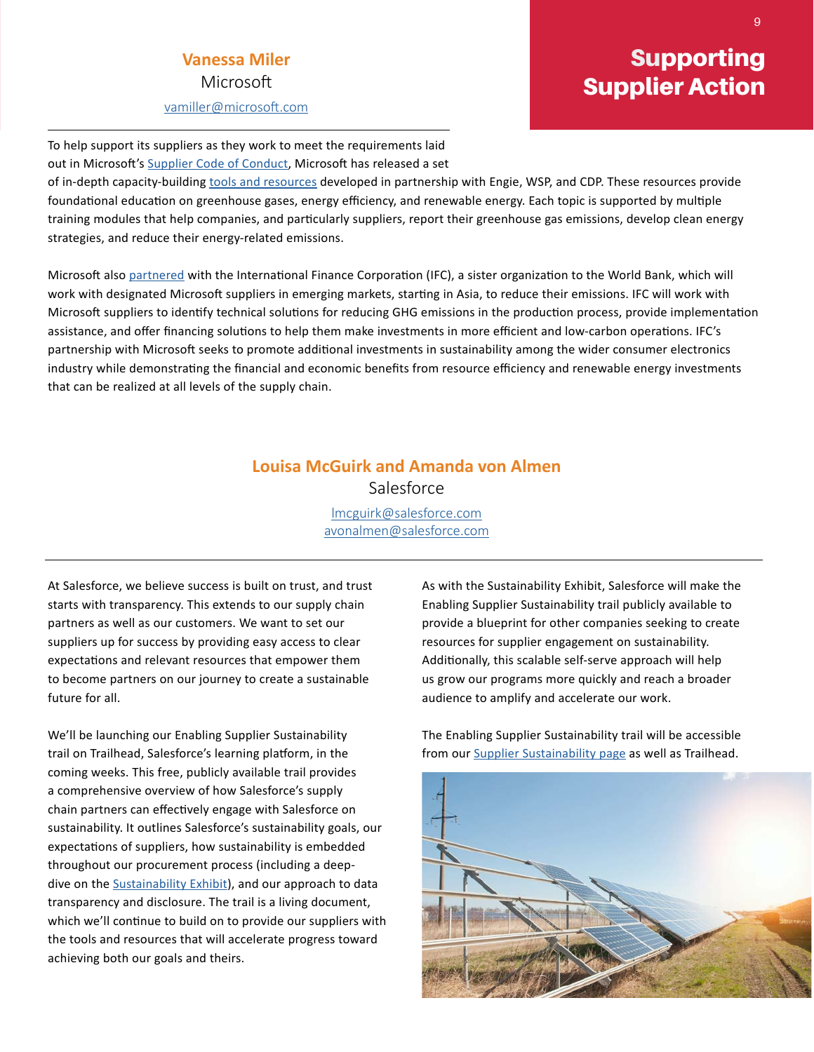# Supporting Supplier Action

## Vanessa Miler

Microsoft

vamiller@microsoft.com

To help support its suppliers as they work to meet the requirements laid out in Microsoft's Supplier Code of Conduct, Microsoft has released a set of in-depth capacity-building tools and resources developed in partnership with Engie, WSP, and CDP. These resources provide foundational education on greenhouse gases, energy efficiency, and renewable energy. Each topic is supported by multiple training modules that help companies, and particularly suppliers, report their greenhouse gas emissions, develop clean energy strategies, and reduce their energy-related emissions.

Microsoft also partnered with the International Finance Corporation (IFC), a sister organization to the World Bank, which will work with designated Microsoft suppliers in emerging markets, starting in Asia, to reduce their emissions. IFC will work with Microsoft suppliers to identify technical solutions for reducing GHG emissions in the production process, provide implementation assistance, and offer financing solutions to help them make investments in more efficient and low-carbon operations. IFC's partnership with Microsoft seeks to promote additional investments in sustainability among the wider consumer electronics industry while demonstrating the financial and economic benefits from resource efficiency and renewable energy investments that can be realized at all levels of the supply chain.

## Louisa McGuirk and Amanda von Almen

Salesforce

lmcguirk@salesforce.com
avonalmen@salesforce.com

At Salesforce, we believe success is built on trust, and trust starts with transparency. This extends to our supply chain partners as well as our customers. We want to set our suppliers up for success by providing easy access to clear expectations and relevant resources that empower them to become partners on our journey to create a sustainable future for all.

We'll be launching our Enabling Supplier Sustainability trail on Trailhead, Salesforce's learning platform, in the coming weeks. This free, publicly available trail provides a comprehensive overview of how Salesforce's supply chain partners can effectively engage with Salesforce on sustainability. It outlines Salesforce's sustainability goals, our expectations of suppliers, how sustainability is embedded throughout our procurement process (including a deep-dive on the Sustainability Exhibit), and our approach to data transparency and disclosure. The trail is a living document, which we'll continue to build on to provide our suppliers with the tools and resources that will accelerate progress toward achieving both our goals and theirs.

As with the Sustainability Exhibit, Salesforce will make the Enabling Supplier Sustainability trail publicly available to provide a blueprint for other companies seeking to create resources for supplier engagement on sustainability. Additionally, this scalable self-serve approach will help us grow our programs more quickly and reach a broader audience to amplify and accelerate our work.

The Enabling Supplier Sustainability trail will be accessible from our Supplier Sustainability page as well as Trailhead.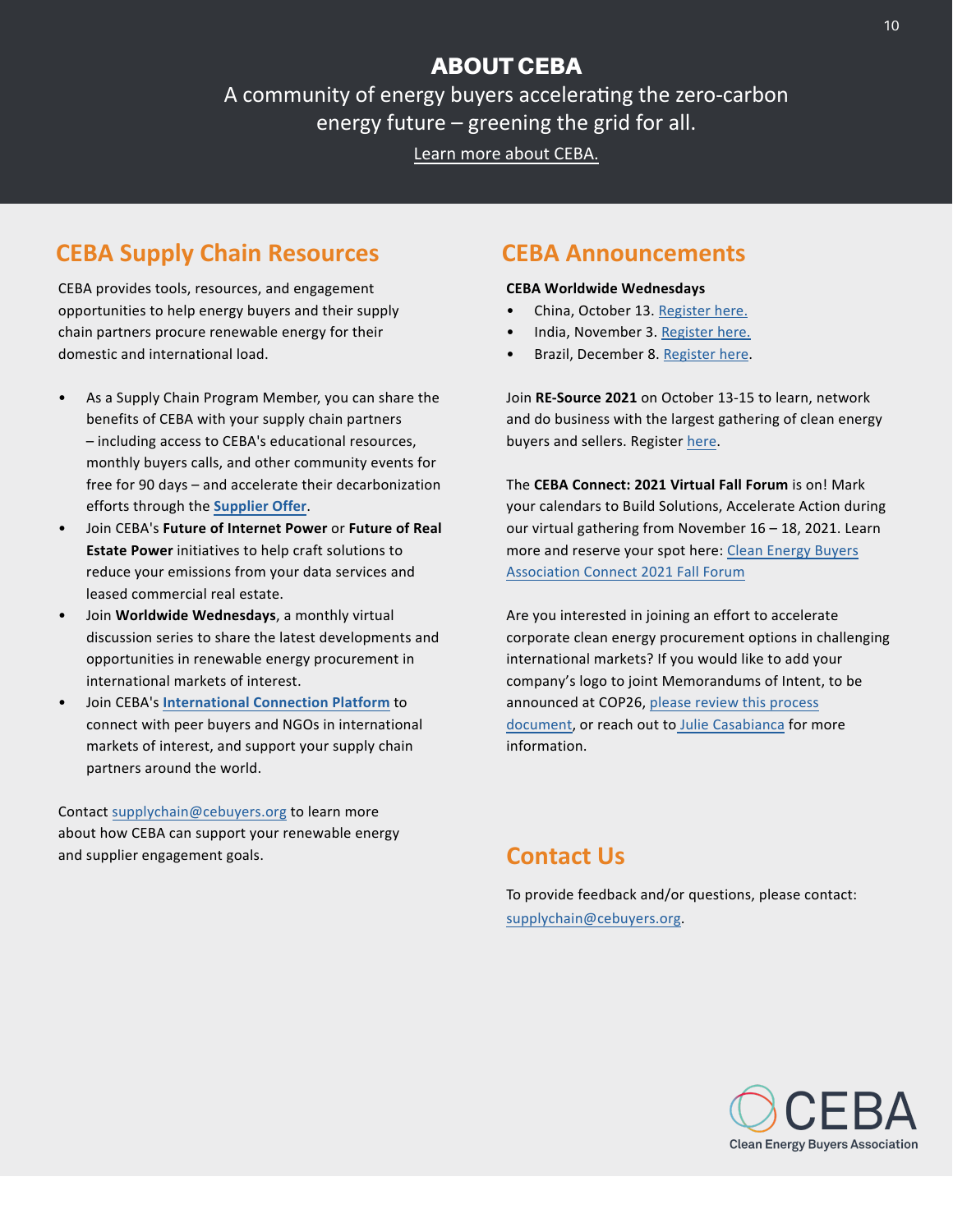# ABOUT CEBA

A community of energy buyers accelerating the zero-carbon energy future – greening the grid for all.

Learn more about CEBA.

## CEBA Supply Chain Resources

CEBA provides tools, resources, and engagement opportunities to help energy buyers and their supply chain partners procure renewable energy for their domestic and international load.

- As a Supply Chain Program Member, you can share the benefits of CEBA with your supply chain partners – including access to CEBA's educational resources, monthly buyers calls, and other community events for free for 90 days – and accelerate their decarbonization efforts through the **Supplier Offer**.
- Join CEBA's **Future of Internet Power** or **Future of Real Estate Power** initiatives to help craft solutions to reduce your emissions from your data services and leased commercial real estate.
- Join **Worldwide Wednesdays**, a monthly virtual discussion series to share the latest developments and opportunities in renewable energy procurement in international markets of interest.
- Join CEBA's **International Connection Platform** to connect with peer buyers and NGOs in international markets of interest, and support your supply chain partners around the world.

Contact supplychain@cebuyers.org to learn more about how CEBA can support your renewable energy and supplier engagement goals.

## CEBA Announcements

**CEBA Worldwide Wednesdays**

- China, October 13. Register here.
- India, November 3. Register here.
- Brazil, December 8. Register here.

Join **RE-Source 2021** on October 13-15 to learn, network and do business with the largest gathering of clean energy buyers and sellers. Register here.

The **CEBA Connect: 2021 Virtual Fall Forum** is on! Mark your calendars to Build Solutions, Accelerate Action during our virtual gathering from November 16 – 18, 2021. Learn more and reserve your spot here: Clean Energy Buyers Association Connect 2021 Fall Forum

Are you interested in joining an effort to accelerate corporate clean energy procurement options in challenging international markets? If you would like to add your company's logo to joint Memorandums of Intent, to be announced at COP26, please review this process document, or reach out to Julie Casabianca for more information.

## Contact Us

To provide feedback and/or questions, please contact: supplychain@cebuyers.org.

CEBA
Clean Energy Buyers Association